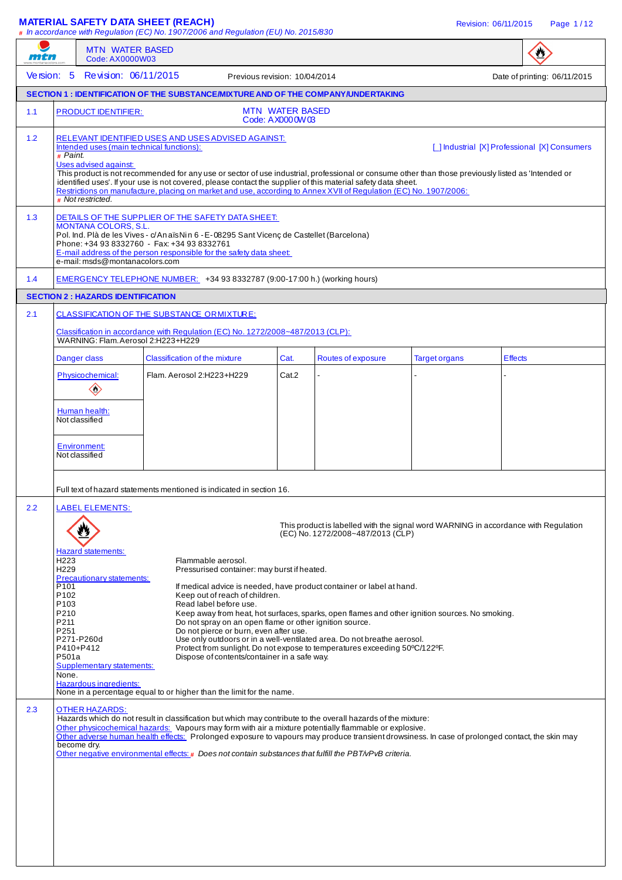# MATERIAL SAFETY DATA SHEET (REACH)

*# In accordance with Regulation (EC) No. 1907/2006 and Regulation (EU) No. 2015/830*

MTN WATER BASED
Code: AX0000W03

Version: 5 Revision: 06/11/2015 Previous revision: 10/04/2014 Date of printing: 06/11/2015

## SECTION 1 : IDENTIFICATION OF THE SUBSTANCE/MIXTURE AND OF THE COMPANY/UNDERTAKING

**1.1** PRODUCT IDENTIFIER: MTN WATER BASED
Code: AX0000W03

**1.2** RELEVANT IDENTIFIED USES AND USES ADVISED AGAINST:

Intended uses (main technical functions): [_] Industrial [X] Professional [X] Consumers

*# Paint.*

Uses advised against:

This product is not recommended for any use or sector of use industrial, professional or consume other than those previously listed as 'Intended or identified uses'. If your use is not covered, please contact the supplier of this material safety data sheet.

Restrictions on manufacture, placing on market and use, according to Annex XVII of Regulation (EC) No. 1907/2006:

*# Not restricted.*

**1.3** DETAILS OF THE SUPPLIER OF THE SAFETY DATA SHEET:

MONTANA COLORS, S.L.
Pol. Ind. Plà de les Vives - c/Anaïs Nin 6 - E-08295 Sant Vicenç de Castellet (Barcelona)
Phone: +34 93 8332760 - Fax: +34 93 8332761
E-mail address of the person responsible for the safety data sheet:
e-mail: msds@montanacolors.com

**1.4** EMERGENCY TELEPHONE NUMBER: +34 93 8332787 (9:00-17:00 h.) (working hours)

## SECTION 2 : HAZARDS IDENTIFICATION

**2.1** CLASSIFICATION OF THE SUBSTANCE OR MIXTURE:

Classification in accordance with Regulation (EC) No. 1272/2008~487/2013 (CLP):
WARNING: Flam. Aerosol 2:H223+H229

| Danger class | Classification of the mixture | Cat. | Routes of exposure | Target organs | Effects |
|---|---|---|---|---|---|
| Physicochemical: | Flam. Aerosol 2:H223+H229 | Cat.2 | - | - | - |
| Human health: Not classified | | | | | |
| Environment: Not classified | | | | | |

Full text of hazard statements mentioned is indicated in section 16.

**2.2** LABEL ELEMENTS:

This product is labelled with the signal word WARNING in accordance with Regulation (EC) No. 1272/2008~487/2013 (CLP)

Hazard statements:

| | |
|---|---|
| H223 | Flammable aerosol. |
| H229 | Pressurised container: may burst if heated. |

Precautionary statements:

| | |
|---|---|
| P101 | If medical advice is needed, have product container or label at hand. |
| P102 | Keep out of reach of children. |
| P103 | Read label before use. |
| P210 | Keep away from heat, hot surfaces, sparks, open flames and other ignition sources. No smoking. |
| P211 | Do not spray on an open flame or other ignition source. |
| P251 | Do not pierce or burn, even after use. |
| P271-P260d | Use only outdoors or in a well-ventilated area. Do not breathe aerosol. |
| P410+P412 | Protect from sunlight. Do not expose to temperatures exceeding 50ºC/122ºF. |
| P501a | Dispose of contents/container in a safe way. |

Supplementary statements:
None.

Hazardous ingredients:
None in a percentage equal to or higher than the limit for the name.

**2.3** OTHER HAZARDS:

Hazards which do not result in classification but which may contribute to the overall hazards of the mixture:

Other physicochemical hazards: Vapours may form with air a mixture potentially flammable or explosive.

Other adverse human health effects: Prolonged exposure to vapours may produce transient drowsiness. In case of prolonged contact, the skin may become dry.

Other negative environmental effects: *# Does not contain substances that fulfill the PBT/vPvB criteria.*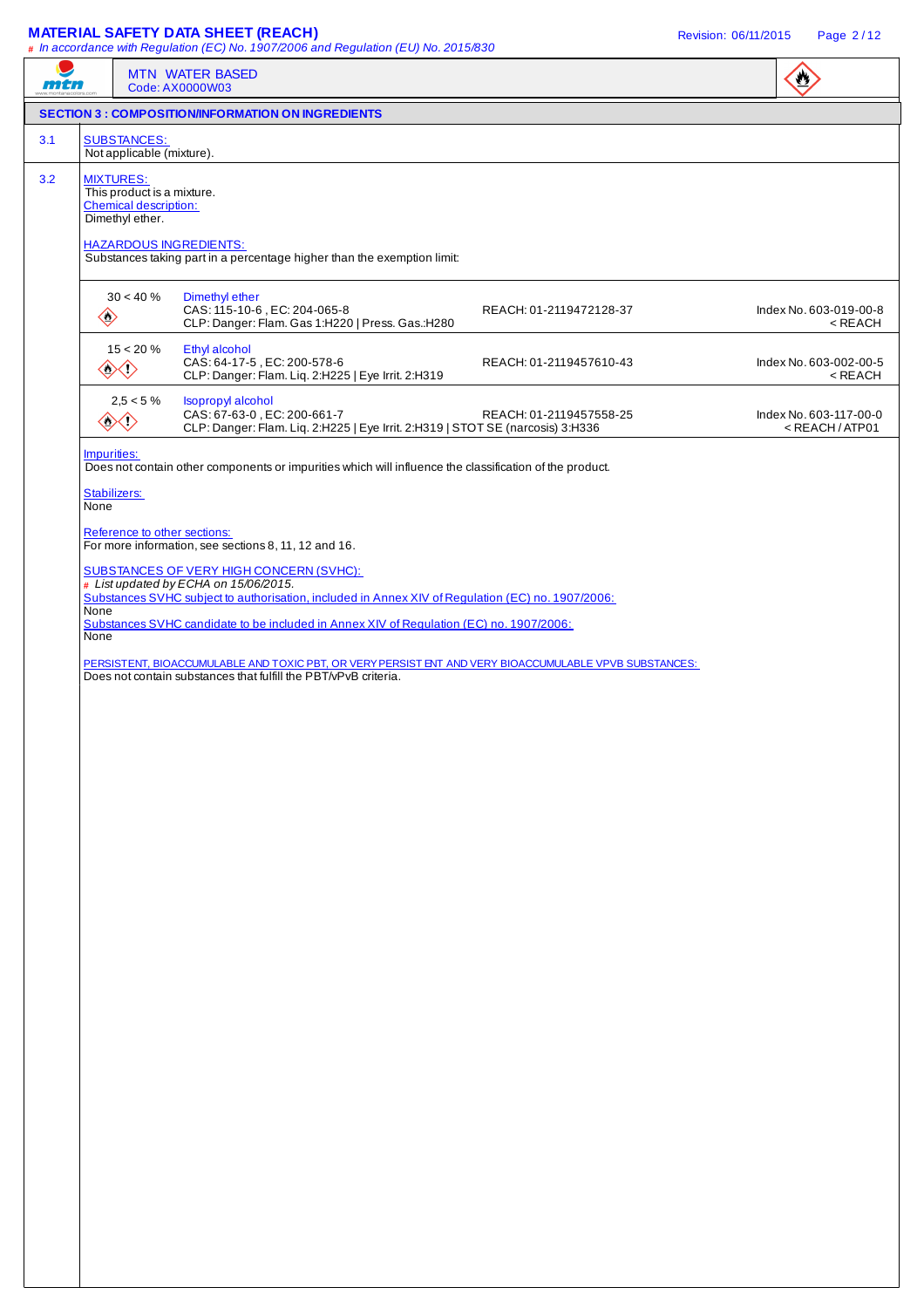MTN WATER BASED
Code: AX0000W03

## SECTION 3 : COMPOSITION/INFORMATION ON INGREDIENTS

**3.1** SUBSTANCES:
Not applicable (mixture).

**3.2** MIXTURES:
This product is a mixture.

Chemical description:
Dimethyl ether.

HAZARDOUS INGREDIENTS:
Substances taking part in a percentage higher than the exemption limit:

| % | Substance | REACH | Index |
|---|---|---|---|
| 30 < 40 % | Dimethyl ether<br>CAS: 115-10-6 , EC: 204-065-8<br>CLP: Danger: Flam. Gas 1:H220 \| Press. Gas.:H280 | REACH: 01-2119472128-37 | Index No. 603-019-00-8<br>< REACH |
| 15 < 20 % | Ethyl alcohol<br>CAS: 64-17-5 , EC: 200-578-6<br>CLP: Danger: Flam. Liq. 2:H225 \| Eye Irrit. 2:H319 | REACH: 01-2119457610-43 | Index No. 603-002-00-5<br>< REACH |
| 2,5 < 5 % | Isopropyl alcohol<br>CAS: 67-63-0 , EC: 200-661-7<br>CLP: Danger: Flam. Liq. 2:H225 \| Eye Irrit. 2:H319 \| STOT SE (narcosis) 3:H336 | REACH: 01-2119457558-25 | Index No. 603-117-00-0<br>< REACH / ATP01 |

Impurities:
Does not contain other components or impurities which will influence the classification of the product.

Stabilizers:
None

Reference to other sections:
For more information, see sections 8, 11, 12 and 16.

SUBSTANCES OF VERY HIGH CONCERN (SVHC):
*# List updated by ECHA on 15/06/2015.*

Substances SVHC subject to authorisation, included in Annex XIV of Regulation (EC) no. 1907/2006:
None

Substances SVHC candidate to be included in Annex XIV of Regulation (EC) no. 1907/2006:
None

PERSISTENT, BIOACCUMULABLE AND TOXIC PBT, OR VERY PERSISTENT AND VERY BIOACCUMULABLE VPVB SUBSTANCES:
Does not contain substances that fulfill the PBT/vPvB criteria.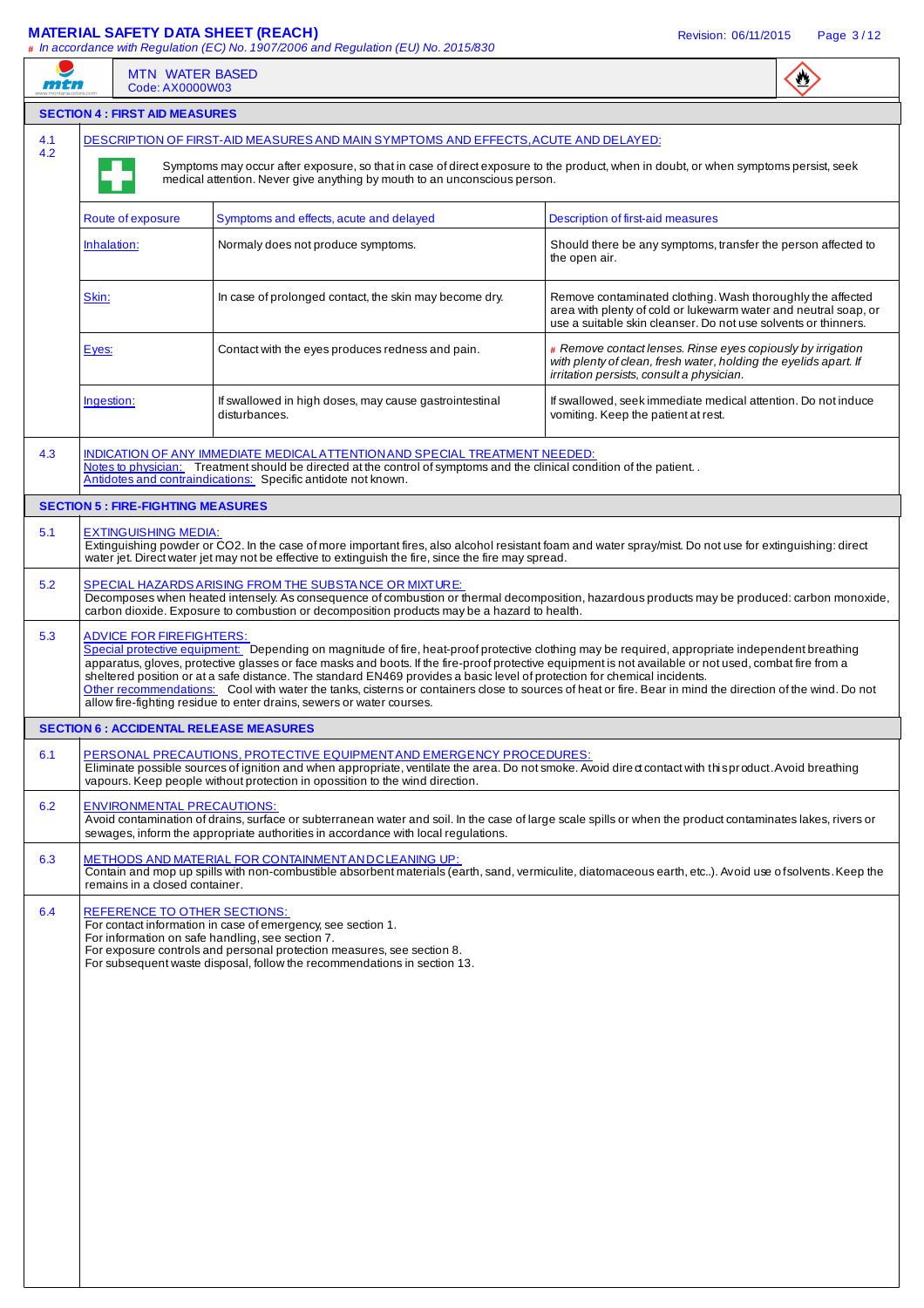## SECTION 4 : FIRST AID MEASURES

**4.1 4.2 DESCRIPTION OF FIRST-AID MEASURES AND MAIN SYMPTOMS AND EFFECTS, ACUTE AND DELAYED:**

Symptoms may occur after exposure, so that in case of direct exposure to the product, when in doubt, or when symptoms persist, seek medical attention. Never give anything by mouth to an unconscious person.

| Route of exposure | Symptoms and effects, acute and delayed | Description of first-aid measures |
|---|---|---|
| Inhalation: | Normaly does not produce symptoms. | Should there be any symptoms, transfer the person affected to the open air. |
| Skin: | In case of prolonged contact, the skin may become dry. | Remove contaminated clothing. Wash thoroughly the affected area with plenty of cold or lukewarm water and neutral soap, or use a suitable skin cleanser. Do not use solvents or thinners. |
| Eyes: | Contact with the eyes produces redness and pain. | # *Remove contact lenses. Rinse eyes copiously by irrigation with plenty of clean, fresh water, holding the eyelids apart. If irritation persists, consult a physician.* |
| Ingestion: | If swallowed in high doses, may cause gastrointestinal disturbances. | If swallowed, seek immediate medical attention. Do not induce vomiting. Keep the patient at rest. |

**4.3 INDICATION OF ANY IMMEDIATE MEDICAL ATTENTION AND SPECIAL TREATMENT NEEDED:**

Notes to physician: Treatment should be directed at the control of symptoms and the clinical condition of the patient. .
Antidotes and contraindications: Specific antidote not known.

## SECTION 5 : FIRE-FIGHTING MEASURES

**5.1 EXTINGUISHING MEDIA:**

Extinguishing powder or $CO_2$. In the case of more important fires, also alcohol resistant foam and water spray/mist. Do not use for extinguishing: direct water jet. Direct water jet may not be effective to extinguish the fire, since the fire may spread.

**5.2 SPECIAL HAZARDS ARISING FROM THE SUBSTANCE OR MIXTURE:**

Decomposes when heated intensely. As consequence of combustion or thermal decomposition, hazardous products may be produced: carbon monoxide, carbon dioxide. Exposure to combustion or decomposition products may be a hazard to health.

**5.3 ADVICE FOR FIREFIGHTERS:**

Special protective equipment: Depending on magnitude of fire, heat-proof protective clothing may be required, appropriate independent breathing apparatus, gloves, protective glasses or face masks and boots. If the fire-proof protective equipment is not available or not used, combat fire from a sheltered position or at a safe distance. The standard EN469 provides a basic level of protection for chemical incidents.
Other recommendations: Cool with water the tanks, cisterns or containers close to sources of heat or fire. Bear in mind the direction of the wind. Do not allow fire-fighting residue to enter drains, sewers or water courses.

## SECTION 6 : ACCIDENTAL RELEASE MEASURES

**6.1 PERSONAL PRECAUTIONS, PROTECTIVE EQUIPMENT AND EMERGENCY PROCEDURES:**

Eliminate possible sources of ignition and when appropriate, ventilate the area. Do not smoke. Avoid direct contact with this product. Avoid breathing vapours. Keep people without protection in opossition to the wind direction.

**6.2 ENVIRONMENTAL PRECAUTIONS:**

Avoid contamination of drains, surface or subterranean water and soil. In the case of large scale spills or when the product contaminates lakes, rivers or sewages, inform the appropriate authorities in accordance with local regulations.

**6.3 METHODS AND MATERIAL FOR CONTAINMENT AND CLEANING UP:**

Contain and mop up spills with non-combustible absorbent materials (earth, sand, vermiculite, diatomaceous earth, etc..). Avoid use of solvents. Keep the remains in a closed container.

**6.4 REFERENCE TO OTHER SECTIONS:**

For contact information in case of emergency, see section 1.
For information on safe handling, see section 7.
For exposure controls and personal protection measures, see section 8.
For subsequent waste disposal, follow the recommendations in section 13.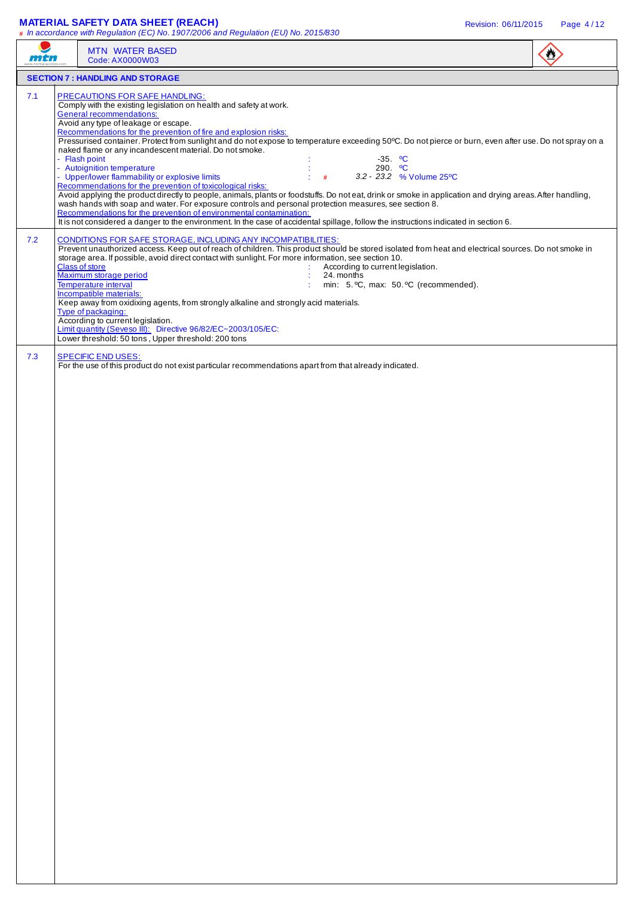# MATERIAL SAFETY DATA SHEET (REACH)

*# In accordance with Regulation (EC) No. 1907/2006 and Regulation (EU) No. 2015/830*

MTN WATER BASED
Code: AX0000W03

## SECTION 7 : HANDLING AND STORAGE

### 7.1 PRECAUTIONS FOR SAFE HANDLING:

Comply with the existing legislation on health and safety at work.

**General recommendations:**

Avoid any type of leakage or escape.

**Recommendations for the prevention of fire and explosion risks:**

Pressurised container. Protect from sunlight and do not expose to temperature exceeding 50ºC. Do not pierce or burn, even after use. Do not spray on a naked flame or any incandescent material. Do not smoke.

- Flash point : -35. ºC
- Autoignition temperature : 290. ºC
- Upper/lower flammability or explosive limits : # *3.2 - 23.2* % Volume 25ºC

**Recommendations for the prevention of toxicological risks:**

Avoid applying the product directly to people, animals, plants or foodstuffs. Do not eat, drink or smoke in application and drying areas. After handling, wash hands with soap and water. For exposure controls and personal protection measures, see section 8.

**Recommendations for the prevention of environmental contamination:**

It is not considered a danger to the environment. In the case of accidental spillage, follow the instructions indicated in section 6.

### 7.2 CONDITIONS FOR SAFE STORAGE, INCLUDING ANY INCOMPATIBILITIES:

Prevent unauthorized access. Keep out of reach of children. This product should be stored isolated from heat and electrical sources. Do not smoke in storage area. If possible, avoid direct contact with sunlight. For more information, see section 10.

- Class of store : According to current legislation.
- Maximum storage period : 24. months
- Temperature interval : min: 5. ºC, max: 50. ºC (recommended).

**Incompatible materials:**

Keep away from oxidixing agents, from strongly alkaline and strongly acid materials.

**Type of packaging:**

According to current legislation.

**Limit quantity (Seveso III):** Directive 96/82/EC~2003/105/EC:

Lower threshold: 50 tons , Upper threshold: 200 tons

### 7.3 SPECIFIC END USES:

For the use of this product do not exist particular recommendations apart from that already indicated.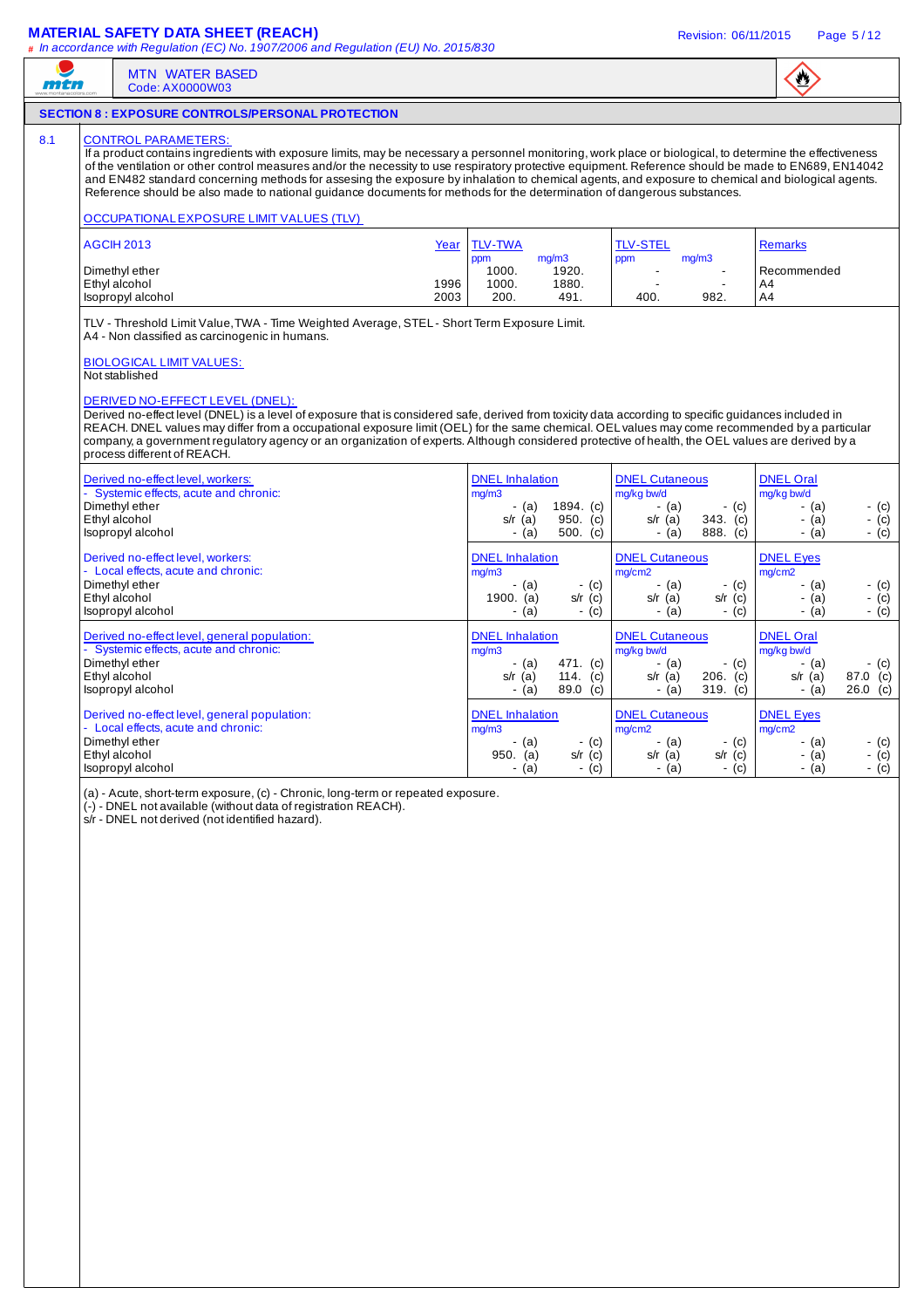MTN WATER BASED
Code: AX0000W03

## SECTION 8 : EXPOSURE CONTROLS/PERSONAL PROTECTION

### 8.1 CONTROL PARAMETERS:

If a product contains ingredients with exposure limits, may be necessary a personnel monitoring, work place or biological, to determine the effectiveness of the ventilation or other control measures and/or the necessity to use respiratory protective equipment. Reference should be made to EN689, EN14042 and EN482 standard concerning methods for assesing the exposure by inhalation to chemical agents, and exposure to chemical and biological agents. Reference should be also made to national guidance documents for methods for the determination of dangerous substances.

#### OCCUPATIONAL EXPOSURE LIMIT VALUES (TLV)

| AGCIH 2013 | Year | TLV-TWA ppm | TLV-TWA mg/m3 | TLV-STEL ppm | TLV-STEL mg/m3 | Remarks |
|---|---|---|---|---|---|---|
| Dimethyl ether | | 1000. | 1920. | - | - | Recommended |
| Ethyl alcohol | 1996 | 1000. | 1880. | - | - | A4 |
| Isopropyl alcohol | 2003 | 200. | 491. | 400. | 982. | A4 |

TLV - Threshold Limit Value, TWA - Time Weighted Average, STEL - Short Term Exposure Limit.
A4 - Non classified as carcinogenic in humans.

#### BIOLOGICAL LIMIT VALUES:

Not stablished

#### DERIVED NO-EFFECT LEVEL (DNEL):

Derived no-effect level (DNEL) is a level of exposure that is considered safe, derived from toxicity data according to specific guidances included in REACH. DNEL values may differ from a occupational exposure limit (OEL) for the same chemical. OEL values may come recommended by a particular company, a government regulatory agency or an organization of experts. Although considered protective of health, the OEL values are derived by a process different of REACH.

| Derived no-effect level, workers: - Systemic effects, acute and chronic: | DNEL Inhalation mg/m3 | | DNEL Cutaneous mg/kg bw/d | | DNEL Oral mg/kg bw/d | |
|---|---|---|---|---|---|---|
| Dimethyl ether | - (a) | 1894. (c) | - (a) | - (c) | - (a) | - (c) |
| Ethyl alcohol | s/r (a) | 950. (c) | s/r (a) | 343. (c) | - (a) | - (c) |
| Isopropyl alcohol | - (a) | 500. (c) | - (a) | 888. (c) | - (a) | - (c) |

| Derived no-effect level, workers: - Local effects, acute and chronic: | DNEL Inhalation mg/m3 | | DNEL Cutaneous mg/cm2 | | DNEL Eyes mg/cm2 | |
|---|---|---|---|---|---|---|
| Dimethyl ether | - (a) | - (c) | - (a) | - (c) | - (a) | - (c) |
| Ethyl alcohol | 1900. (a) | s/r (c) | s/r (a) | s/r (c) | - (a) | - (c) |
| Isopropyl alcohol | - (a) | - (c) | - (a) | - (c) | - (a) | - (c) |

| Derived no-effect level, general population: - Systemic effects, acute and chronic: | DNEL Inhalation mg/m3 | | DNEL Cutaneous mg/kg bw/d | | DNEL Oral mg/kg bw/d | |
|---|---|---|---|---|---|---|
| Dimethyl ether | - (a) | 471. (c) | - (a) | - (c) | - (a) | - (c) |
| Ethyl alcohol | s/r (a) | 114. (c) | s/r (a) | 206. (c) | s/r (a) | 87.0 (c) |
| Isopropyl alcohol | - (a) | 89.0 (c) | - (a) | 319. (c) | - (a) | 26.0 (c) |

| Derived no-effect level, general population: - Local effects, acute and chronic: | DNEL Inhalation mg/m3 | | DNEL Cutaneous mg/cm2 | | DNEL Eyes mg/cm2 | |
|---|---|---|---|---|---|---|
| Dimethyl ether | - (a) | - (c) | - (a) | - (c) | - (a) | - (c) |
| Ethyl alcohol | 950. (a) | s/r (c) | s/r (a) | s/r (c) | - (a) | - (c) |
| Isopropyl alcohol | - (a) | - (c) | - (a) | - (c) | - (a) | - (c) |

(a) - Acute, short-term exposure, (c) - Chronic, long-term or repeated exposure.
(-) - DNEL not available (without data of registration REACH).
s/r - DNEL not derived (not identified hazard).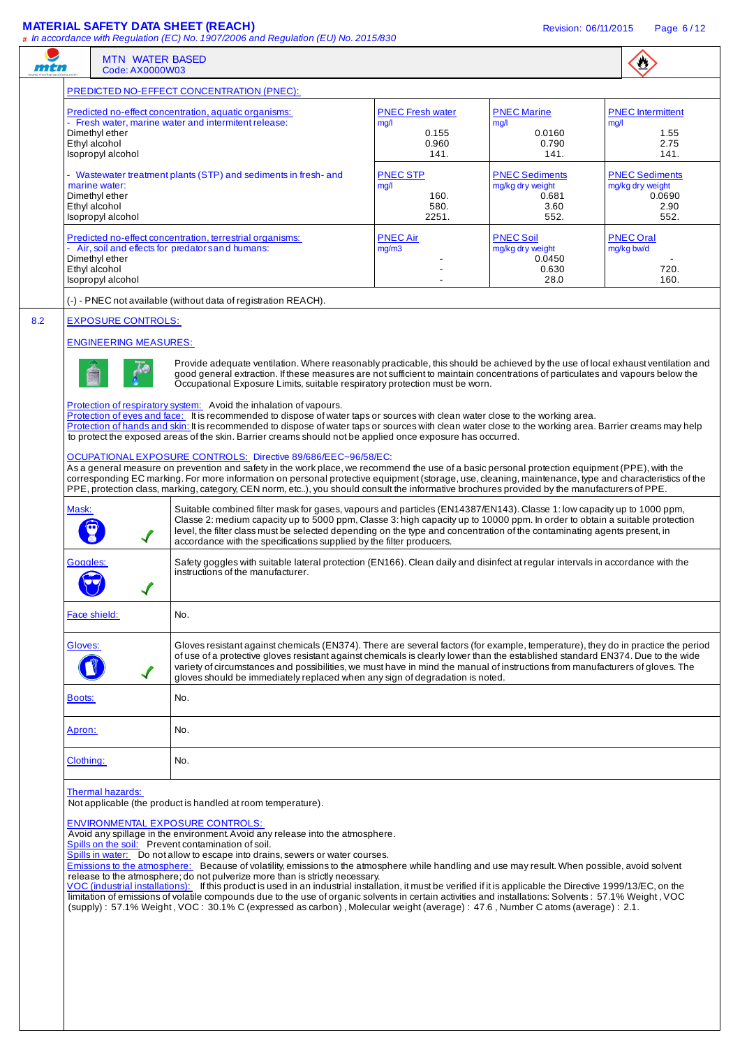PREDICTED NO-EFFECT CONCENTRATION (PNEC):

| Predicted no-effect concentration, aquatic organisms: - Fresh water, marine water and intermitent release: | PNEC Fresh water mg/l | PNEC Marine mg/l | PNEC Intermittent mg/l |
|---|---|---|---|
| Dimethyl ether | 0.155 | 0.0160 | 1.55 |
| Ethyl alcohol | 0.960 | 0.790 | 2.75 |
| Isopropyl alcohol | 141. | 141. | 141. |

| - Wastewater treatment plants (STP) and sediments in fresh- and marine water: | PNEC STP mg/l | PNEC Sediments mg/kg dry weight | PNEC Sediments mg/kg dry weight |
|---|---|---|---|
| Dimethyl ether | 160. | 0.681 | 0.0690 |
| Ethyl alcohol | 580. | 3.60 | 2.90 |
| Isopropyl alcohol | 2251. | 552. | 552. |

| Predicted no-effect concentration, terrestrial organisms: - Air, soil and effects for predators and humans: | PNEC Air mg/m3 | PNEC Soil mg/kg dry weight | PNEC Oral mg/kg bw/d |
|---|---|---|---|
| Dimethyl ether | - | 0.0450 | - |
| Ethyl alcohol | - | 0.630 | 720. |
| Isopropyl alcohol | - | 28.0 | 160. |

(-) - PNEC not available (without data of registration REACH).

## 8.2 EXPOSURE CONTROLS:

### ENGINEERING MEASURES:

Provide adequate ventilation. Where reasonably practicable, this should be achieved by the use of local exhaust ventilation and good general extraction. If these measures are not sufficient to maintain concentrations of particulates and vapours below the Occupational Exposure Limits, suitable respiratory protection must be worn.

Protection of respiratory system: Avoid the inhalation of vapours.
Protection of eyes and face: It is recommended to dispose of water taps or sources with clean water close to the working area.
Protection of hands and skin: It is recommended to dispose of water taps or sources with clean water close to the working area. Barrier creams may help to protect the exposed areas of the skin. Barrier creams should not be applied once exposure has occurred.

### OCUPATIONAL EXPOSURE CONTROLS: Directive 89/686/EEC~96/58/EC:

As a general measure on prevention and safety in the work place, we recommend the use of a basic personal protection equipment (PPE), with the corresponding EC marking. For more information on personal protective equipment (storage, use, cleaning, maintenance, type and characteristics of the PPE, protection class, marking, category, CEN norm, etc..), you should consult the informative brochures provided by the manufacturers of PPE.

| | |
|---|---|
| Mask: ✓ | Suitable combined filter mask for gases, vapours and particles (EN14387/EN143). Classe 1: low capacity up to 1000 ppm, Classe 2: medium capacity up to 5000 ppm, Classe 3: high capacity up to 10000 ppm. In order to obtain a suitable protection level, the filter class must be selected depending on the type and concentration of the contaminating agents present, in accordance with the specifications supplied by the filter producers. |
| Goggles: ✓ | Safety goggles with suitable lateral protection (EN166). Clean daily and disinfect at regular intervals in accordance with the instructions of the manufacturer. |
| Face shield: | No. |
| Gloves: ✓ | Gloves resistant against chemicals (EN374). There are several factors (for example, temperature), they do in practice the period of use of a protective gloves resistant against chemicals is clearly lower than the established standard EN374. Due to the wide variety of circumstances and possibilities, we must have in mind the manual of instructions from manufacturers of gloves. The gloves should be immediately replaced when any sign of degradation is noted. |
| Boots: | No. |
| Apron: | No. |
| Clothing: | No. |

Thermal hazards:
Not applicable (the product is handled at room temperature).

### ENVIRONMENTAL EXPOSURE CONTROLS:

Avoid any spillage in the environment. Avoid any release into the atmosphere.
Spills on the soil: Prevent contamination of soil.
Spills in water: Do not allow to escape into drains, sewers or water courses.
Emissions to the atmosphere: Because of volatility, emissions to the atmosphere while handling and use may result. When possible, avoid solvent release to the atmosphere; do not pulverize more than is strictly necessary.
VOC (industrial installations): If this product is used in an industrial installation, it must be verified if it is applicable the Directive 1999/13/EC, on the limitation of emissions of volatile compounds due to the use of organic solvents in certain activities and installations: Solvents : 57.1% Weight , VOC (supply) : 57.1% Weight , VOC : 30.1% C (expressed as carbon) , Molecular weight (average) : 47.6 , Number C atoms (average) : 2.1.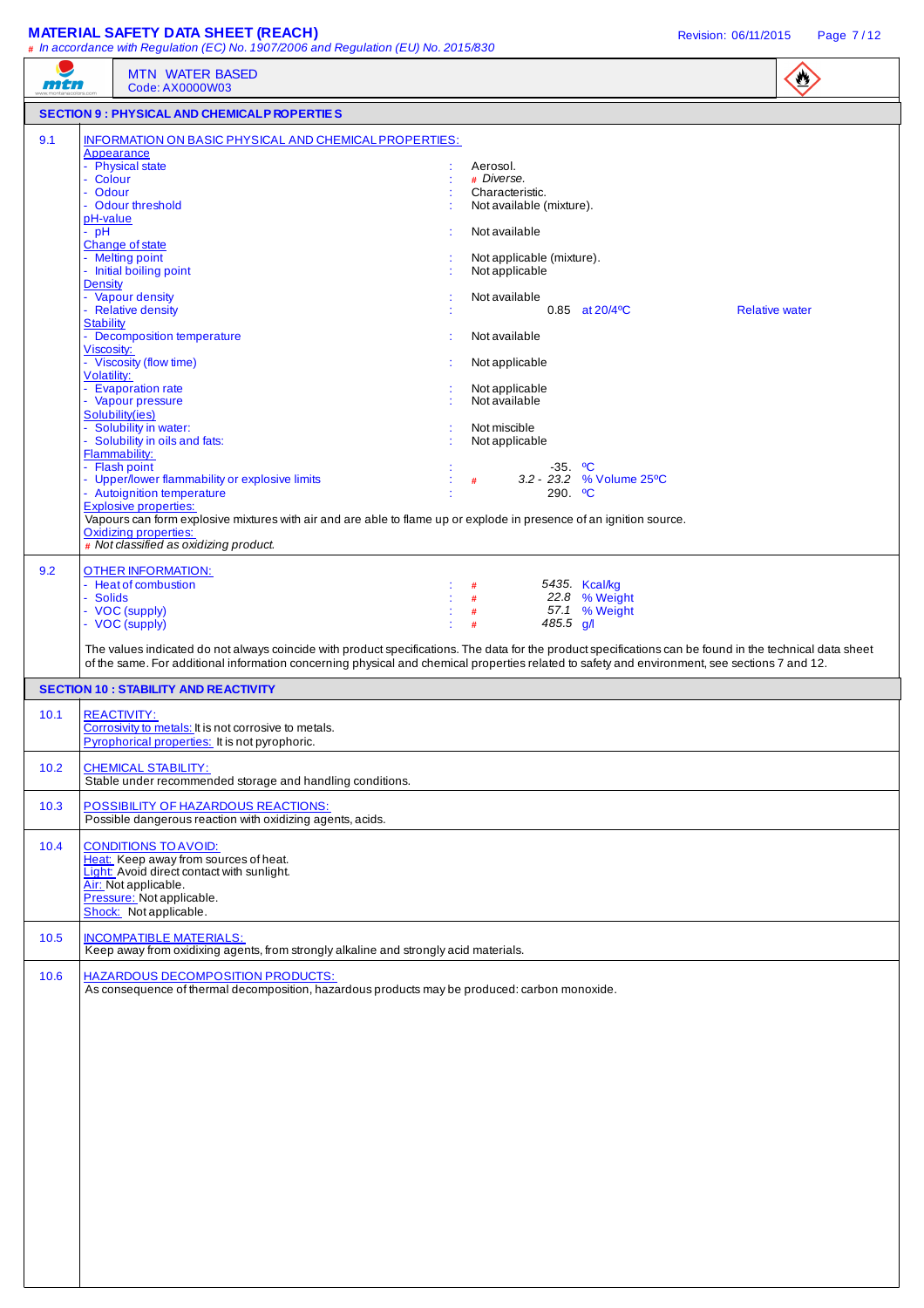# MATERIAL SAFETY DATA SHEET (REACH)

*# In accordance with Regulation (EC) No. 1907/2006 and Regulation (EU) No. 2015/830*

MTN WATER BASED
Code: AX0000W03

## SECTION 9 : PHYSICAL AND CHEMICAL PROPERTIES

### 9.1 INFORMATION ON BASIC PHYSICAL AND CHEMICAL PROPERTIES:

**Appearance**
- Physical state : Aerosol.
- Colour : # *Diverse.*
- Odour : Characteristic.
- Odour threshold : Not available (mixture).

**pH-value**
- pH : Not available

**Change of state**
- Melting point : Not applicable (mixture).
- Initial boiling point : Not applicable

**Density**
- Vapour density : Not available
- Relative density : 0.85 at 20/4ºC Relative water

**Stability**
- Decomposition temperature : Not available

**Viscosity:**
- Viscosity (flow time) : Not applicable

**Volatility:**
- Evaporation rate : Not applicable
- Vapour pressure : Not available

**Solubility(ies)**
- Solubility in water: : Not miscible
- Solubility in oils and fats: : Not applicable

**Flammability:**
- Flash point : -35. ºC
- Upper/lower flammability or explosive limits : # *3.2 - 23.2* % Volume 25ºC
- Autoignition temperature : 290. ºC

**Explosive properties:**

Vapours can form explosive mixtures with air and are able to flame up or explode in presence of an ignition source.

**Oxidizing properties:**

*# Not classified as oxidizing product.*

### 9.2 OTHER INFORMATION:

- Heat of combustion : # *5435.* Kcal/kg
- Solids : # *22.8* % Weight
- VOC (supply) : # *57.1* % Weight
- VOC (supply) : # *485.5* g/l

The values indicated do not always coincide with product specifications. The data for the product specifications can be found in the technical data sheet of the same. For additional information concerning physical and chemical properties related to safety and environment, see sections 7 and 12.

## SECTION 10 : STABILITY AND REACTIVITY

### 10.1 REACTIVITY:

Corrosivity to metals: It is not corrosive to metals.
Pyrophorical properties: It is not pyrophoric.

### 10.2 CHEMICAL STABILITY:

Stable under recommended storage and handling conditions.

### 10.3 POSSIBILITY OF HAZARDOUS REACTIONS:

Possible dangerous reaction with oxidizing agents, acids.

### 10.4 CONDITIONS TO AVOID:

Heat: Keep away from sources of heat.
Light: Avoid direct contact with sunlight.
Air: Not applicable.
Pressure: Not applicable.
Shock: Not applicable.

### 10.5 INCOMPATIBLE MATERIALS:

Keep away from oxidixing agents, from strongly alkaline and strongly acid materials.

### 10.6 HAZARDOUS DECOMPOSITION PRODUCTS:

As consequence of thermal decomposition, hazardous products may be produced: carbon monoxide.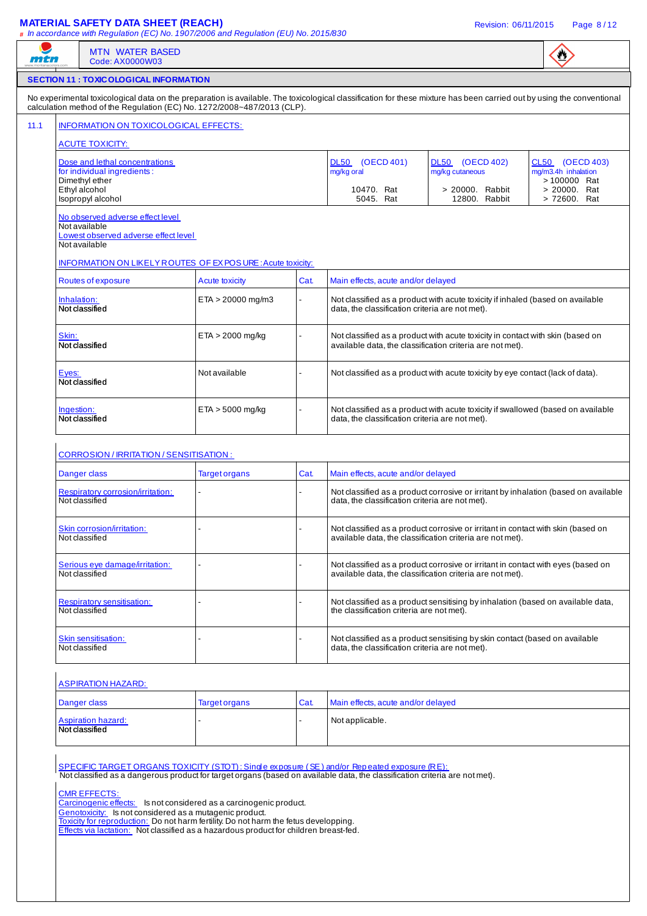## SECTION 11 : TOXICOLOGICAL INFORMATION

No experimental toxicological data on the preparation is available. The toxicological classification for these mixture has been carried out by using the conventional calculation method of the Regulation (EC) No. 1272/2008~487/2013 (CLP).

### 11.1 INFORMATION ON TOXICOLOGICAL EFFECTS:

ACUTE TOXICITY:

| Dose and lethal concentrations for individual ingredients : | DL50 (OECD 401) mg/kg oral | DL50 (OECD 402) mg/kg cutaneous | CL50 (OECD 403) mg/m3.4h inhalation |
|---|---|---|---|
| Dimethyl ether | | | > 100000 Rat |
| Ethyl alcohol | 10470. Rat | > 20000. Rabbit | > 20000. Rat |
| Isopropyl alcohol | 5045. Rat | 12800. Rabbit | > 72600. Rat |

No observed adverse effect level
Not available
Lowest observed adverse effect level
Not available

INFORMATION ON LIKELY ROUTES OF EXPOSURE: Acute toxicity:

| Routes of exposure | Acute toxicity | Cat. | Main effects, acute and/or delayed |
|---|---|---|---|
| Inhalation: Not classified | ETA > 20000 mg/m3 | - | Not classified as a product with acute toxicity if inhaled (based on available data, the classification criteria are not met). |
| Skin: Not classified | ETA > 2000 mg/kg | - | Not classified as a product with acute toxicity in contact with skin (based on available data, the classification criteria are not met). |
| Eyes: Not classified | Not available | - | Not classified as a product with acute toxicity by eye contact (lack of data). |
| Ingestion: Not classified | ETA > 5000 mg/kg | - | Not classified as a product with acute toxicity if swallowed (based on available data, the classification criteria are not met). |

CORROSION / IRRITATION / SENSITISATION :

| Danger class | Target organs | Cat. | Main effects, acute and/or delayed |
|---|---|---|---|
| Respiratory corrosion/irritation: Not classified | - | - | Not classified as a product corrosive or irritant by inhalation (based on available data, the classification criteria are not met). |
| Skin corrosion/irritation: Not classified | - | - | Not classified as a product corrosive or irritant in contact with skin (based on available data, the classification criteria are not met). |
| Serious eye damage/irritation: Not classified | - | - | Not classified as a product corrosive or irritant in contact with eyes (based on available data, the classification criteria are not met). |
| Respiratory sensitisation: Not classified | - | - | Not classified as a product sensitising by inhalation (based on available data, the classification criteria are not met). |
| Skin sensitisation: Not classified | - | - | Not classified as a product sensitising by skin contact (based on available data, the classification criteria are not met). |

ASPIRATION HAZARD:

| Danger class | Target organs | Cat. | Main effects, acute and/or delayed |
|---|---|---|---|
| Aspiration hazard: Not classified | - | - | Not applicable. |

SPECIFIC TARGET ORGANS TOXICITY (STOT): Single exposure (SE) and/or Repeated exposure (RE):
Not classified as a dangerous product for target organs (based on available data, the classification criteria are not met).

CMR EFFECTS:
Carcinogenic effects: Is not considered as a carcinogenic product.
Genotoxicity: Is not considered as a mutagenic product.
Toxicity for reproduction: Do not harm fertility. Do not harm the fetus developping.
Effects via lactation: Not classified as a hazardous product for children breast-fed.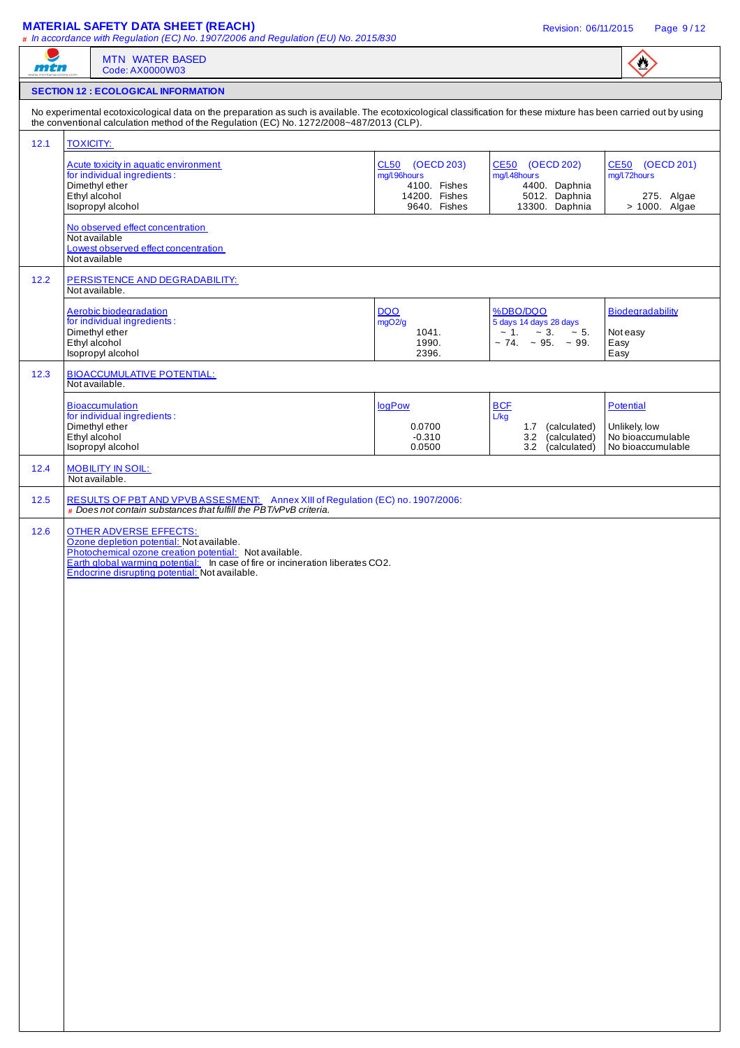**MATERIAL SAFETY DATA SHEET (REACH)**

*# In accordance with Regulation (EC) No. 1907/2006 and Regulation (EU) No. 2015/830*

MTN WATER BASED
Code: AX0000W03

## SECTION 12 : ECOLOGICAL INFORMATION

No experimental ecotoxicological data on the preparation as such is available. The ecotoxicological classification for these mixture has been carried out by using the conventional calculation method of the Regulation (EC) No. 1272/2008~487/2013 (CLP).

### 12.1 TOXICITY:

| Acute toxicity in aquatic environment for individual ingredients : | CL50 (OECD 203) mg/l.96hours | CE50 (OECD 202) mg/l.48hours | CE50 (OECD 201) mg/l.72hours |
|---|---|---|---|
| Dimethyl ether | 4100. Fishes | 4400. Daphnia | |
| Ethyl alcohol | 14200. Fishes | 5012. Daphnia | 275. Algae |
| Isopropyl alcohol | 9640. Fishes | 13300. Daphnia | > 1000. Algae |

No observed effect concentration
Not available
Lowest observed effect concentration
Not available

### 12.2 PERSISTENCE AND DEGRADABILITY:

Not available.

| Aerobic biodegradation for individual ingredients : | DQO mgO2/g | %DBO/DQO 5 days 14 days 28 days | Biodegradability |
|---|---|---|---|
| Dimethyl ether | 1041. | | Not easy |
| Ethyl alcohol | 1990. | ~ 1. ~ 3. ~ 5. | Easy |
| Isopropyl alcohol | 2396. | ~ 74. ~ 95. ~ 99. | Easy |

### 12.3 BIOACCUMULATIVE POTENTIAL:

Not available.

| Bioaccumulation for individual ingredients : | logPow | BCF L/kg | Potential |
|---|---|---|---|
| Dimethyl ether | 0.0700 | 1.7 (calculated) | Unlikely, low |
| Ethyl alcohol | -0.310 | 3.2 (calculated) | No bioaccumulable |
| Isopropyl alcohol | 0.0500 | 3.2 (calculated) | No bioaccumulable |

### 12.4 MOBILITY IN SOIL:

Not available.

### 12.5 RESULTS OF PBT AND VPVB ASSESMENT: Annex XIII of Regulation (EC) no. 1907/2006:

*# Does not contain substances that fulfill the PBT/vPvB criteria.*

### 12.6 OTHER ADVERSE EFFECTS:

Ozone depletion potential: Not available.
Photochemical ozone creation potential: Not available.
Earth global warming potential: In case of fire or incineration liberates $CO_2$.
Endocrine disrupting potential: Not available.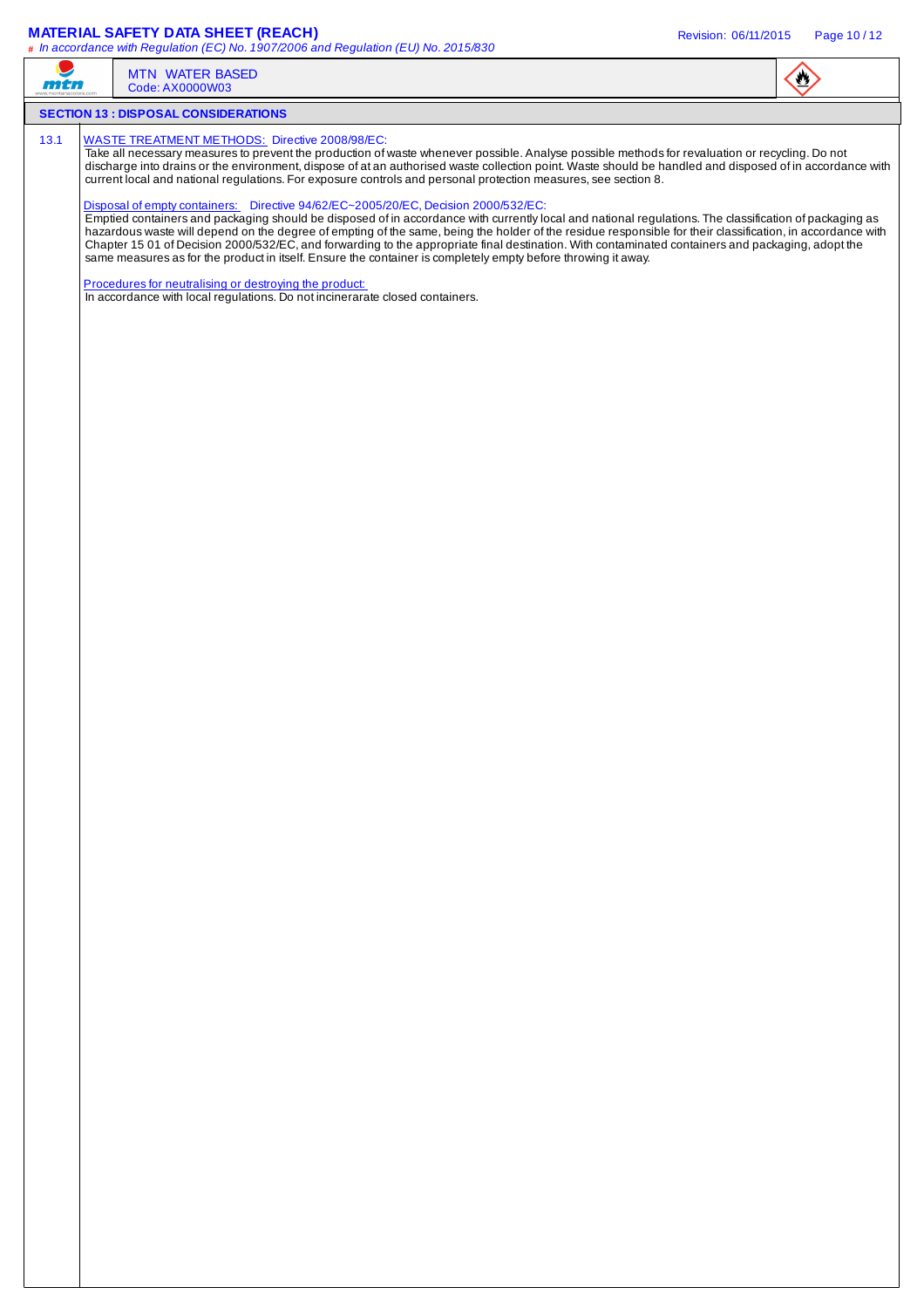## SECTION 13 : DISPOSAL CONSIDERATIONS

13.1 WASTE TREATMENT METHODS: Directive 2008/98/EC:

Take all necessary measures to prevent the production of waste whenever possible. Analyse possible methods for revaluation or recycling. Do not discharge into drains or the environment, dispose of at an authorised waste collection point. Waste should be handled and disposed of in accordance with current local and national regulations. For exposure controls and personal protection measures, see section 8.

Disposal of empty containers: Directive 94/62/EC~2005/20/EC, Decision 2000/532/EC:

Emptied containers and packaging should be disposed of in accordance with currently local and national regulations. The classification of packaging as hazardous waste will depend on the degree of empting of the same, being the holder of the residue responsible for their classification, in accordance with Chapter 15 01 of Decision 2000/532/EC, and forwarding to the appropriate final destination. With contaminated containers and packaging, adopt the same measures as for the product in itself. Ensure the container is completely empty before throwing it away.

Procedures for neutralising or destroying the product:

In accordance with local regulations. Do not incinerarate closed containers.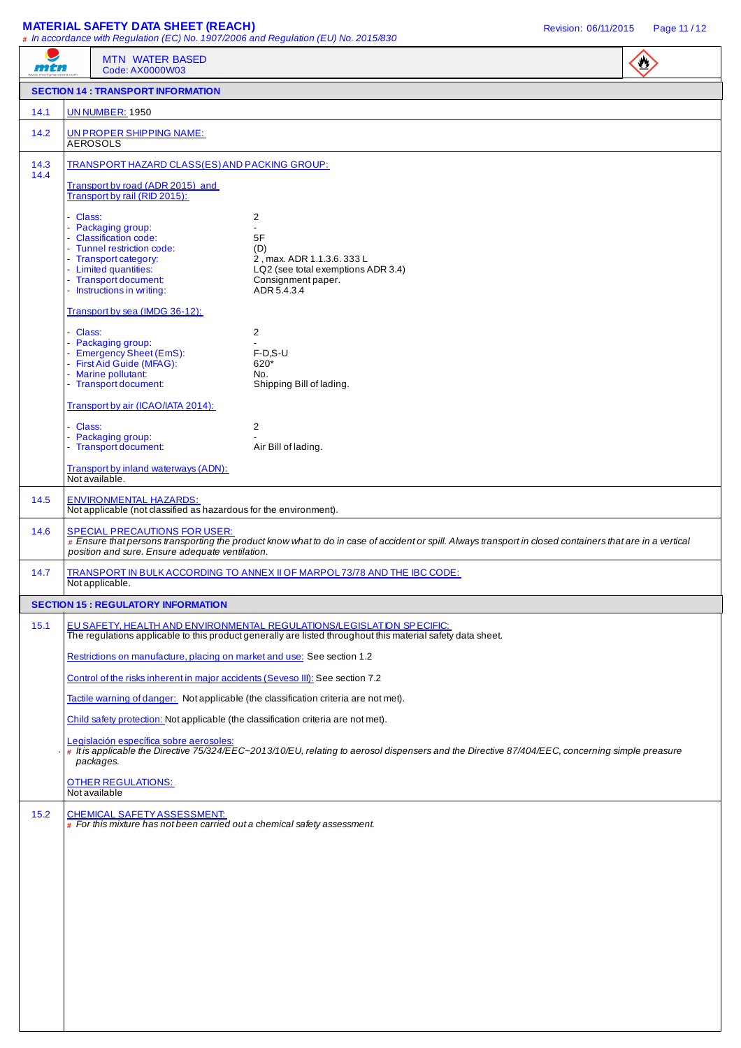## SECTION 14 : TRANSPORT INFORMATION

**14.1** UN NUMBER: 1950

**14.2** UN PROPER SHIPPING NAME:
AEROSOLS

**14.3 14.4** TRANSPORT HAZARD CLASS(ES) AND PACKING GROUP:

Transport by road (ADR 2015) and Transport by rail (RID 2015):

| | |
|---|---|
| - Class: | 2 |
| - Packaging group: | - |
| - Classification code: | 5F |
| - Tunnel restriction code: | (D) |
| - Transport category: | 2 , max. ADR 1.1.3.6. 333 L |
| - Limited quantities: | LQ2 (see total exemptions ADR 3.4) |
| - Transport document: | Consignment paper. |
| - Instructions in writing: | ADR 5.4.3.4 |

Transport by sea (IMDG 36-12):

| | |
|---|---|
| - Class: | 2 |
| - Packaging group: | - |
| - Emergency Sheet (EmS): | F-D,S-U |
| - First Aid Guide (MFAG): | 620* |
| - Marine pollutant: | No. |
| - Transport document: | Shipping Bill of lading. |

Transport by air (ICAO/IATA 2014):

| | |
|---|---|
| - Class: | 2 |
| - Packaging group: | - |
| - Transport document: | Air Bill of lading. |

Transport by inland waterways (ADN):
Not available.

**14.5** ENVIRONMENTAL HAZARDS:
Not applicable (not classified as hazardous for the environment).

**14.6** SPECIAL PRECAUTIONS FOR USER:
# *Ensure that persons transporting the product know what to do in case of accident or spill. Always transport in closed containers that are in a vertical position and sure. Ensure adequate ventilation.*

**14.7** TRANSPORT IN BULK ACCORDING TO ANNEX II OF MARPOL 73/78 AND THE IBC CODE:
Not applicable.

## SECTION 15 : REGULATORY INFORMATION

**15.1** EU SAFETY, HEALTH AND ENVIRONMENTAL REGULATIONS/LEGISLATION SPECIFIC:
The regulations applicable to this product generally are listed throughout this material safety data sheet.

Restrictions on manufacture, placing on market and use: See section 1.2

Control of the risks inherent in major accidents (Seveso III): See section 7.2

Tactile warning of danger: Not applicable (the classification criteria are not met).

Child safety protection: Not applicable (the classification criteria are not met).

Legislación específica sobre aerosoles:
- # *It is applicable the Directive 75/324/EEC~2013/10/EU, relating to aerosol dispensers and the Directive 87/404/EEC, concerning simple preasure packages.*

OTHER REGULATIONS:
Not available

**15.2** CHEMICAL SAFETY ASSESSMENT:
# *For this mixture has not been carried out a chemical safety assessment.*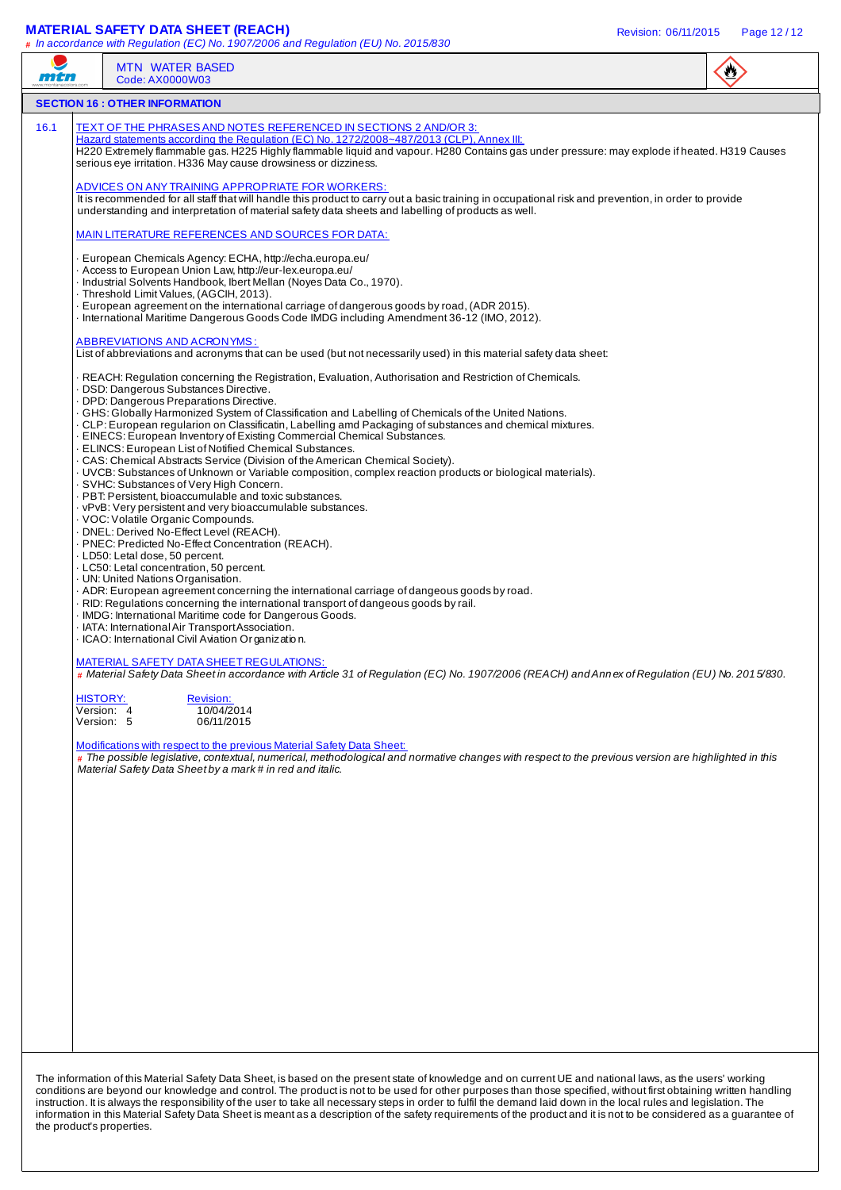## SECTION 16 : OTHER INFORMATION

16.1

**TEXT OF THE PHRASES AND NOTES REFERENCED IN SECTIONS 2 AND/OR 3:**

Hazard statements according the Regulation (EC) No. 1272/2008~487/2013 (CLP), Annex III:

H220 Extremely flammable gas. H225 Highly flammable liquid and vapour. H280 Contains gas under pressure: may explode if heated. H319 Causes serious eye irritation. H336 May cause drowsiness or dizziness.

**ADVICES ON ANY TRAINING APPROPRIATE FOR WORKERS:**

It is recommended for all staff that will handle this product to carry out a basic training in occupational risk and prevention, in order to provide understanding and interpretation of material safety data sheets and labelling of products as well.

**MAIN LITERATURE REFERENCES AND SOURCES FOR DATA:**

- European Chemicals Agency: ECHA, http://echa.europa.eu/
- Access to European Union Law, http://eur-lex.europa.eu/
- Industrial Solvents Handbook, Ibert Mellan (Noyes Data Co., 1970).
- Threshold Limit Values, (AGCIH, 2013).
- European agreement on the international carriage of dangerous goods by road, (ADR 2015).
- International Maritime Dangerous Goods Code IMDG including Amendment 36-12 (IMO, 2012).

**ABBREVIATIONS AND ACRONYMS:**

List of abbreviations and acronyms that can be used (but not necessarily used) in this material safety data sheet:

- REACH: Regulation concerning the Registration, Evaluation, Authorisation and Restriction of Chemicals.
- DSD: Dangerous Substances Directive.
- DPD: Dangerous Preparations Directive.
- GHS: Globally Harmonized System of Classification and Labelling of Chemicals of the United Nations.
- CLP: European regularion on Classificatin, Labelling amd Packaging of substances and chemical mixtures.
- EINECS: European Inventory of Existing Commercial Chemical Substances.
- ELINCS: European List of Notified Chemical Substances.
- CAS: Chemical Abstracts Service (Division of the American Chemical Society).
- UVCB: Substances of Unknown or Variable composition, complex reaction products or biological materials).
- SVHC: Substances of Very High Concern.
- PBT: Persistent, bioaccumulable and toxic substances.
- vPvB: Very persistent and very bioaccumulable substances.
- VOC: Volatile Organic Compounds.
- DNEL: Derived No-Effect Level (REACH).
- PNEC: Predicted No-Effect Concentration (REACH).
- LD50: Letal dose, 50 percent.
- LC50: Letal concentration, 50 percent.
- UN: United Nations Organisation.
- ADR: European agreement concerning the international carriage of dangeous goods by road.
- RID: Regulations concerning the international transport of dangeous goods by rail.
- IMDG: International Maritime code for Dangerous Goods.
- IATA: International Air Transport Association.
- ICAO: International Civil Aviation Organization.

**MATERIAL SAFETY DATA SHEET REGULATIONS:**

# *Material Safety Data Sheet in accordance with Article 31 of Regulation (EC) No. 1907/2006 (REACH) and Annex of Regulation (EU) No. 2015/830.*

| HISTORY: | Revision: |
|---|---|
| Version: 4 | 10/04/2014 |
| Version: 5 | 06/11/2015 |

**Modifications with respect to the previous Material Safety Data Sheet:**

# *The possible legislative, contextual, numerical, methodological and normative changes with respect to the previous version are highlighted in this Material Safety Data Sheet by a mark # in red and italic.*

The information of this Material Safety Data Sheet, is based on the present state of knowledge and on current UE and national laws, as the users' working conditions are beyond our knowledge and control. The product is not to be used for other purposes than those specified, without first obtaining written handling instruction. It is always the responsibility of the user to take all necessary steps in order to fulfil the demand laid down in the local rules and legislation. The information in this Material Safety Data Sheet is meant as a description of the safety requirements of the product and it is not to be considered as a guarantee of the product's properties.